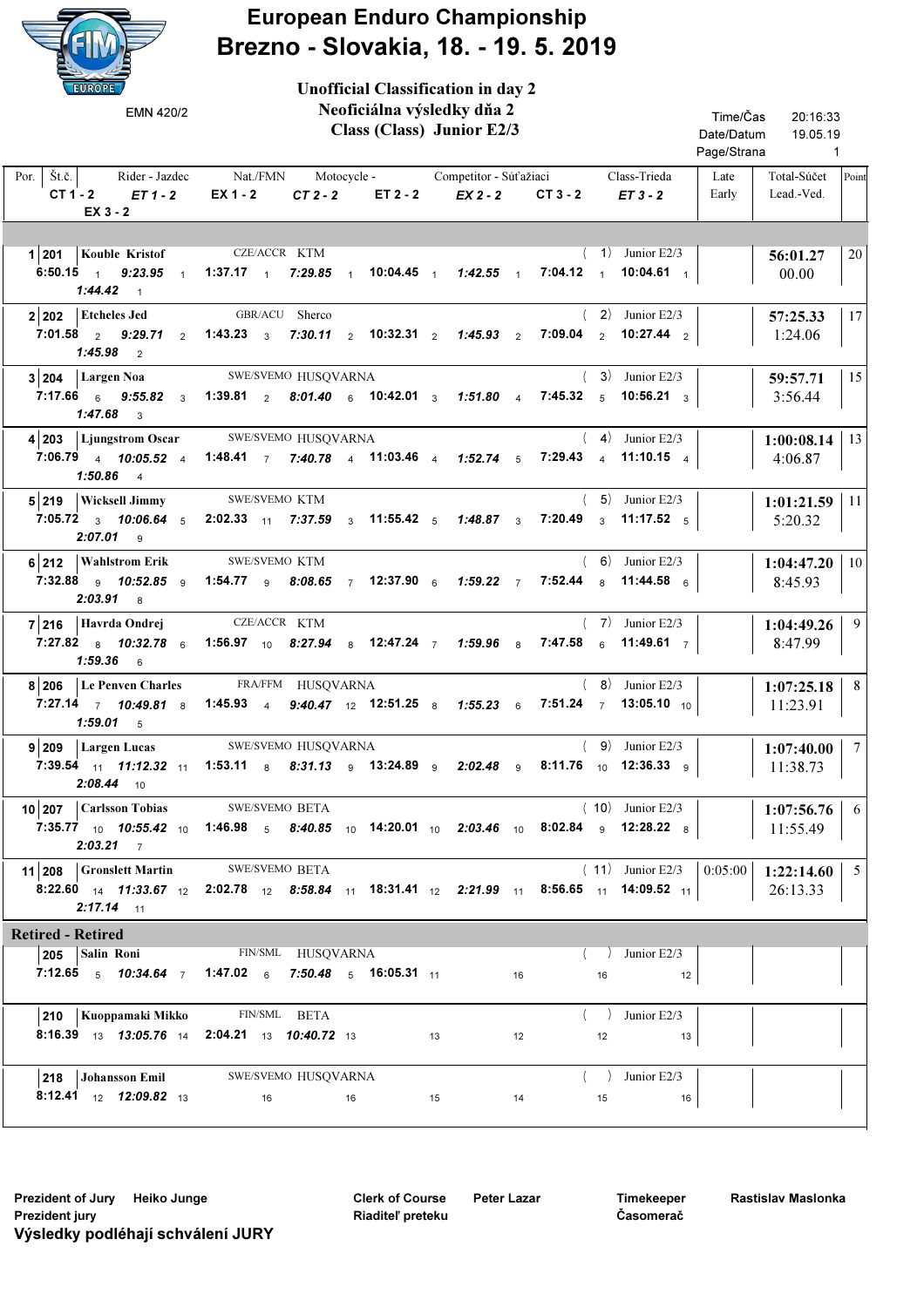# European Enduro Championship
# Brezno - Slovakia, 18. - 19. 5. 2019

EMN 420/2

**Unofficial Classification in day 2**
**Neoficiálna výsledky dňa 2**
**Class (Class) Junior E2/3**

Time/Čas 20:16:33
Date/Datum 19.05.19

| Por. | Št.č. | Rider - Jazdec | Nat./FMN | Motocycle - | Competitor - Súťažiaci | Class-Trieda | Late Early | Total-Súčet Lead.-Ved. | Point |
|---|---|---|---|---|---|---|---|---|---|
| 1 | 201 | Kouble Kristof | CZE/ACCR | KTM | ( 1) | Junior E2/3 | | 56:01.27 / 00.00 | 20 |
| 2 | 202 | Etcheles Jed | GBR/ACU | Sherco | ( 2) | Junior E2/3 | | 57:25.33 / 1:24.06 | 17 |
| 3 | 204 | Largen Noa | SWE/SVEMO | HUSQVARNA | ( 3) | Junior E2/3 | | 59:57.71 / 3:56.44 | 15 |
| 4 | 203 | Ljungstrom Oscar | SWE/SVEMO | HUSQVARNA | ( 4) | Junior E2/3 | | 1:00:08.14 / 4:06.87 | 13 |
| 5 | 219 | Wicksell Jimmy | SWE/SVEMO | KTM | ( 5) | Junior E2/3 | | 1:01:21.59 / 5:20.32 | 11 |
| 6 | 212 | Wahlstrom Erik | SWE/SVEMO | KTM | ( 6) | Junior E2/3 | | 1:04:47.20 / 8:45.93 | 10 |
| 7 | 216 | Havrda Ondrej | CZE/ACCR | KTM | ( 7) | Junior E2/3 | | 1:04:49.26 / 8:47.99 | 9 |
| 8 | 206 | Le Penven Charles | FRA/FFM | HUSQVARNA | ( 8) | Junior E2/3 | | 1:07:25.18 / 11:23.91 | 8 |
| 9 | 209 | Largen Lucas | SWE/SVEMO | HUSQVARNA | ( 9) | Junior E2/3 | | 1:07:40.00 / 11:38.73 | 7 |
| 10 | 207 | Carlsson Tobias | SWE/SVEMO | BETA | ( 10) | Junior E2/3 | | 1:07:56.76 / 11:55.49 | 6 |
| 11 | 208 | Gronslett Martin | SWE/SVEMO | BETA | ( 11) | Junior E2/3 | 0:05:00 | 1:22:14.60 / 26:13.33 | 5 |

**Test times (time / rank):**

| Por. | Št.č. | CT 1 - 2 | ET 1 - 2 | EX 1 - 2 | CT 2 - 2 | ET 2 - 2 | EX 2 - 2 | CT 3 - 2 | ET 3 - 2 | EX 3 - 2 |
|---|---|---|---|---|---|---|---|---|---|---|
| 1 | 201 | 6:50.15 1 | 9:23.95 1 | 1:37.17 1 | 7:29.85 1 | 10:04.45 1 | 1:42.55 1 | 7:04.12 1 | 10:04.61 1 | 1:44.42 1 |
| 2 | 202 | 7:01.58 2 | 9:29.71 2 | 1:43.23 3 | 7:30.11 2 | 10:32.31 2 | 1:45.93 2 | 7:09.04 2 | 10:27.44 2 | 1:45.98 2 |
| 3 | 204 | 7:17.66 6 | 9:55.82 3 | 1:39.81 2 | 8:01.40 6 | 10:42.01 3 | 1:51.80 4 | 7:45.32 5 | 10:56.21 3 | 1:47.68 3 |
| 4 | 203 | 7:06.79 4 | 10:05.52 4 | 1:48.41 7 | 7:40.78 4 | 11:03.46 4 | 1:52.74 5 | 7:29.43 4 | 11:10.15 4 | 1:50.86 4 |
| 5 | 219 | 7:05.72 3 | 10:06.64 5 | 2:02.33 11 | 7:37.59 3 | 11:55.42 5 | 1:48.87 3 | 7:20.49 3 | 11:17.52 5 | 2:07.01 9 |
| 6 | 212 | 7:32.88 9 | 10:52.85 9 | 1:54.77 9 | 8:08.65 7 | 12:37.90 6 | 1:59.22 7 | 7:52.44 8 | 11:44.58 6 | 2:03.91 8 |
| 7 | 216 | 7:27.82 8 | 10:32.78 6 | 1:56.97 10 | 8:27.94 8 | 12:47.24 7 | 1:59.96 8 | 7:47.58 6 | 11:49.61 7 | 1:59.36 6 |
| 8 | 206 | 7:27.14 7 | 10:49.81 8 | 1:45.93 4 | 9:40.47 12 | 12:51.25 8 | 1:55.23 6 | 7:51.24 7 | 13:05.10 10 | 1:59.01 5 |
| 9 | 209 | 7:39.54 11 | 11:12.32 11 | 1:53.11 8 | 8:31.13 9 | 13:24.89 9 | 2:02.48 9 | 8:11.76 10 | 12:36.33 9 | 2:08.44 10 |
| 10 | 207 | 7:35.77 10 | 10:55.42 10 | 1:46.98 5 | 8:40.85 10 | 14:20.01 10 | 2:03.46 10 | 8:02.84 9 | 12:28.22 8 | 2:03.21 7 |
| 11 | 208 | 8:22.60 14 | 11:33.67 12 | 2:02.78 12 | 8:58.84 11 | 18:31.41 12 | 2:21.99 11 | 8:56.65 11 | 14:09.52 11 | 2:17.14 11 |

## Retired - Retired

| Št.č. | Rider - Jazdec | Nat./FMN | Motocycle - | Class-Trieda | CT 1 - 2 | ET 1 - 2 | EX 1 - 2 | CT 2 - 2 | ET 2 - 2 | EX 2 - 2 | CT 3 - 2 | ET 3 - 2 |
|---|---|---|---|---|---|---|---|---|---|---|---|---|
| 205 | Salin Roni | FIN/SML | HUSQVARNA | Junior E2/3 | 7:12.65 5 | 10:34.64 7 | 1:47.02 6 | 7:50.48 5 | 16:05.31 11 | 16 | 16 | 12 |
| 210 | Kuoppamaki Mikko | FIN/SML | BETA | Junior E2/3 | 8:16.39 13 | 13:05.76 14 | 2:04.21 13 | 10:40.72 13 | 13 | 12 | 12 | 13 |
| 218 | Johansson Emil | SWE/SVEMO | HUSQVARNA | Junior E2/3 | 8:12.41 12 | 12:09.82 13 | 16 | 16 | 15 | 14 | 15 | 16 |

Prezident of Jury Heiko Junge
Prezident jury

Clerk of Course Peter Lazar
Riaditeľ preteku

Timekeeper Rastislav Maslonka
Časomerač

**Výsledky podléhají schválení JURY**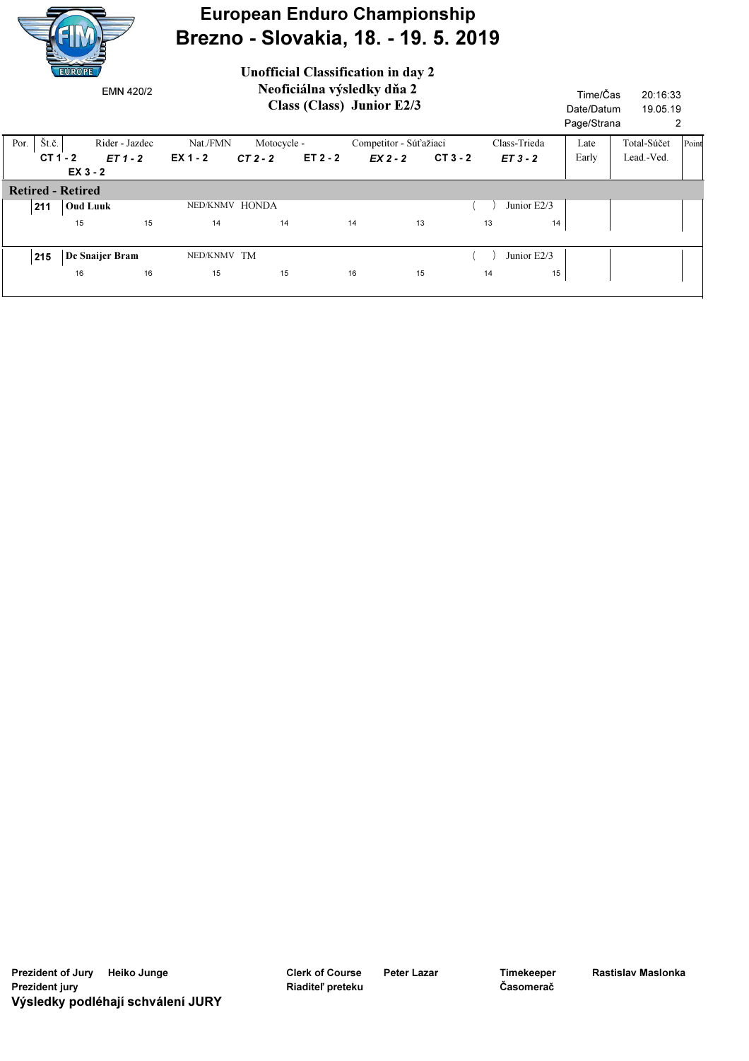# European Enduro Championship
# Brezno - Slovakia, 18. - 19. 5. 2019

EMN 420/2

**Unofficial Classification in day 2**
**Neoficiálna výsledky dňa 2**
**Class (Class) Junior E2/3**

Time/Čas 20:16:33
Date/Datum 19.05.19
Page/Strana 2

| Por. | Št.č. | Rider - Jazdec | Nat./FMN | Motocycle - | Competitor - Súťažiaci | Class-Trieda | Late / Early | Total-Súčet / Lead.-Ved. | Point |
|---|---|---|---|---|---|---|---|---|---|
| | CT 1 - 2 | *ET 1 - 2* | EX 1 - 2 | *CT 2 - 2* | ET 2 - 2 | *EX 2 - 2* / CT 3 - 2 | *ET 3 - 2* | | |
| | EX 3 - 2 | | | | | | | | |
| **Retired - Retired** | | | | | | | | | |
| | 211 | **Oud Luuk** | NED/KNMV | HONDA | ( ) | Junior E2/3 | | | |
| | 15 | 15 | 14 | 14 | 14 | 13 / 13 | 14 | | |
| | 215 | **De Snaijer Bram** | NED/KNMV | TM | ( ) | Junior E2/3 | | | |
| | 16 | 16 | 15 | 15 | 16 | 15 / 14 | 15 | | |

**Prezident of Jury** Heiko Junge
**Prezident jury**
**Výsledky podléhají schválení JURY**

**Clerk of Course** Peter Lazar
**Riaditeľ preteku**

**Timekeeper** Rastislav Maslonka
**Časomerač**